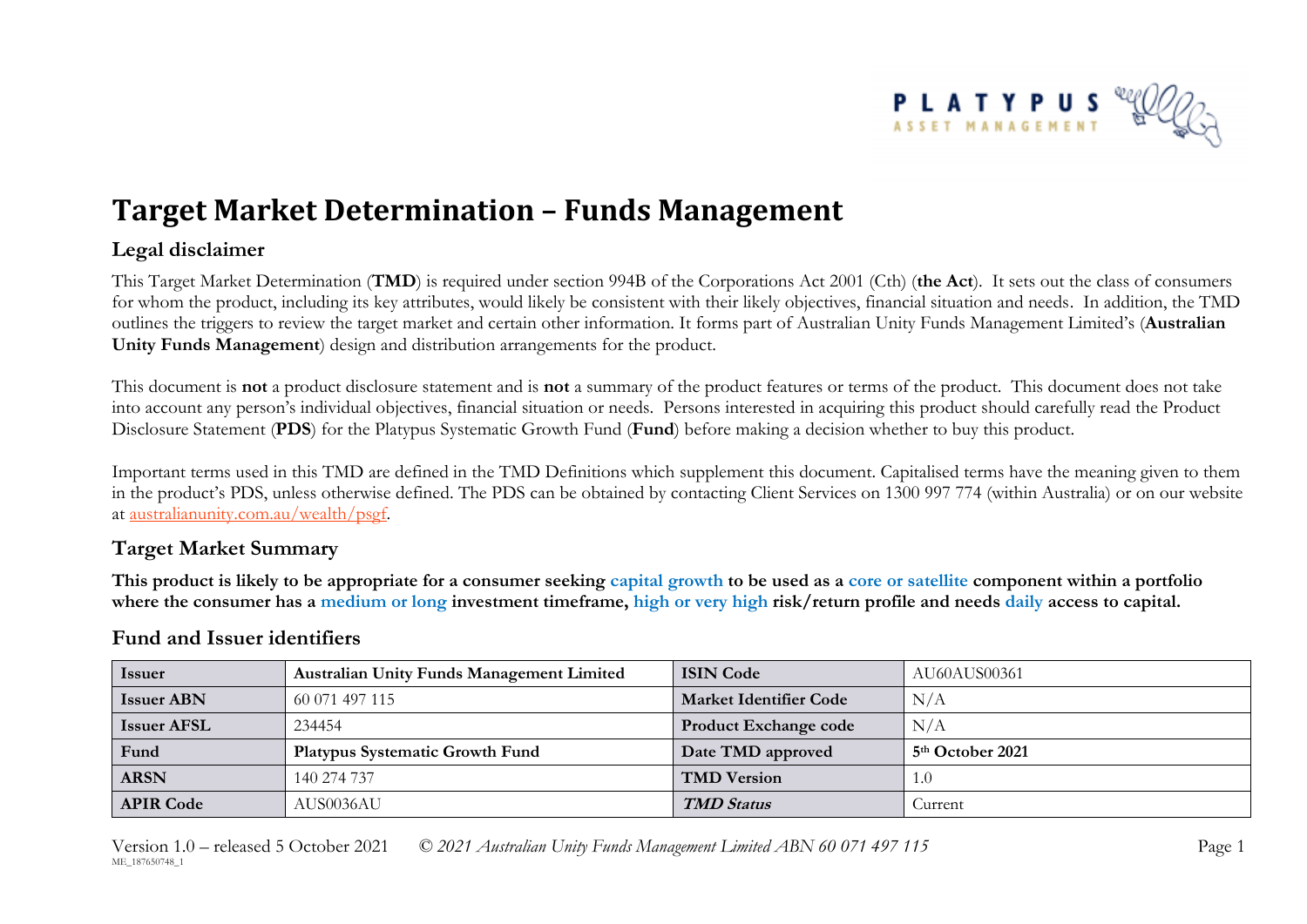# Target Market Determination – Funds Management

## Legal disclaimer

This Target Market Determination (**TMD**) is required under section 994B of the Corporations Act 2001 (Cth) (**the Act**). It sets out the class of consumers for whom the product, including its key attributes, would likely be consistent with their likely objectives, financial situation and needs. In addition, the TMD outlines the triggers to review the target market and certain other information. It forms part of Australian Unity Funds Management Limited's (**Australian Unity Funds Management**) design and distribution arrangements for the product.

This document is **not** a product disclosure statement and is **not** a summary of the product features or terms of the product. This document does not take into account any person's individual objectives, financial situation or needs. Persons interested in acquiring this product should carefully read the Product Disclosure Statement (**PDS**) for the Platypus Systematic Growth Fund (**Fund**) before making a decision whether to buy this product.

Important terms used in this TMD are defined in the TMD Definitions which supplement this document. Capitalised terms have the meaning given to them in the product's PDS, unless otherwise defined. The PDS can be obtained by contacting Client Services on 1300 997 774 (within Australia) or on our website at australianunity.com.au/wealth/psgf.

## Target Market Summary

**This product is likely to be appropriate for a consumer seeking capital growth to be used as a core or satellite component within a portfolio where the consumer has a medium or long investment timeframe, high or very high risk/return profile and needs daily access to capital.**

## Fund and Issuer identifiers

| Issuer | Australian Unity Funds Management Limited | ISIN Code | AU60AUS00361 |
|---|---|---|---|
| Issuer ABN | 60 071 497 115 | Market Identifier Code | N/A |
| Issuer AFSL | 234454 | Product Exchange code | N/A |
| Fund | Platypus Systematic Growth Fund | Date TMD approved | 5th October 2021 |
| ARSN | 140 274 737 | TMD Version | 1.0 |
| APIR Code | AUS0036AU | *TMD Status* | Current |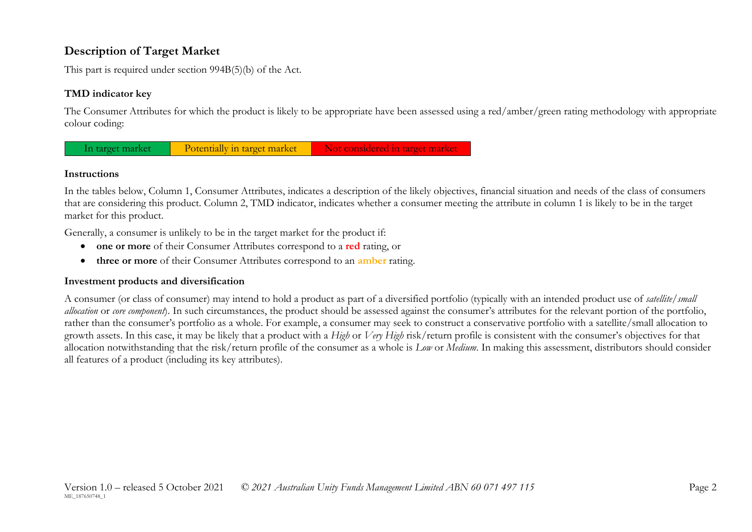## Description of Target Market

This part is required under section 994B(5)(b) of the Act.

### TMD indicator key

The Consumer Attributes for which the product is likely to be appropriate have been assessed using a red/amber/green rating methodology with appropriate colour coding:

| In target market | Potentially in target market | Not considered in target market |
|---|---|---|

### Instructions

In the tables below, Column 1, Consumer Attributes, indicates a description of the likely objectives, financial situation and needs of the class of consumers that are considering this product. Column 2, TMD indicator, indicates whether a consumer meeting the attribute in column 1 is likely to be in the target market for this product.

Generally, a consumer is unlikely to be in the target market for the product if:

- **one or more** of their Consumer Attributes correspond to a **red** rating, or
- **three or more** of their Consumer Attributes correspond to an **amber** rating.

### Investment products and diversification

A consumer (or class of consumer) may intend to hold a product as part of a diversified portfolio (typically with an intended product use of *satellite/small allocation* or *core component*). In such circumstances, the product should be assessed against the consumer's attributes for the relevant portion of the portfolio, rather than the consumer's portfolio as a whole. For example, a consumer may seek to construct a conservative portfolio with a satellite/small allocation to growth assets. In this case, it may be likely that a product with a *High* or *Very High* risk/return profile is consistent with the consumer's objectives for that allocation notwithstanding that the risk/return profile of the consumer as a whole is *Low* or *Medium*. In making this assessment, distributors should consider all features of a product (including its key attributes).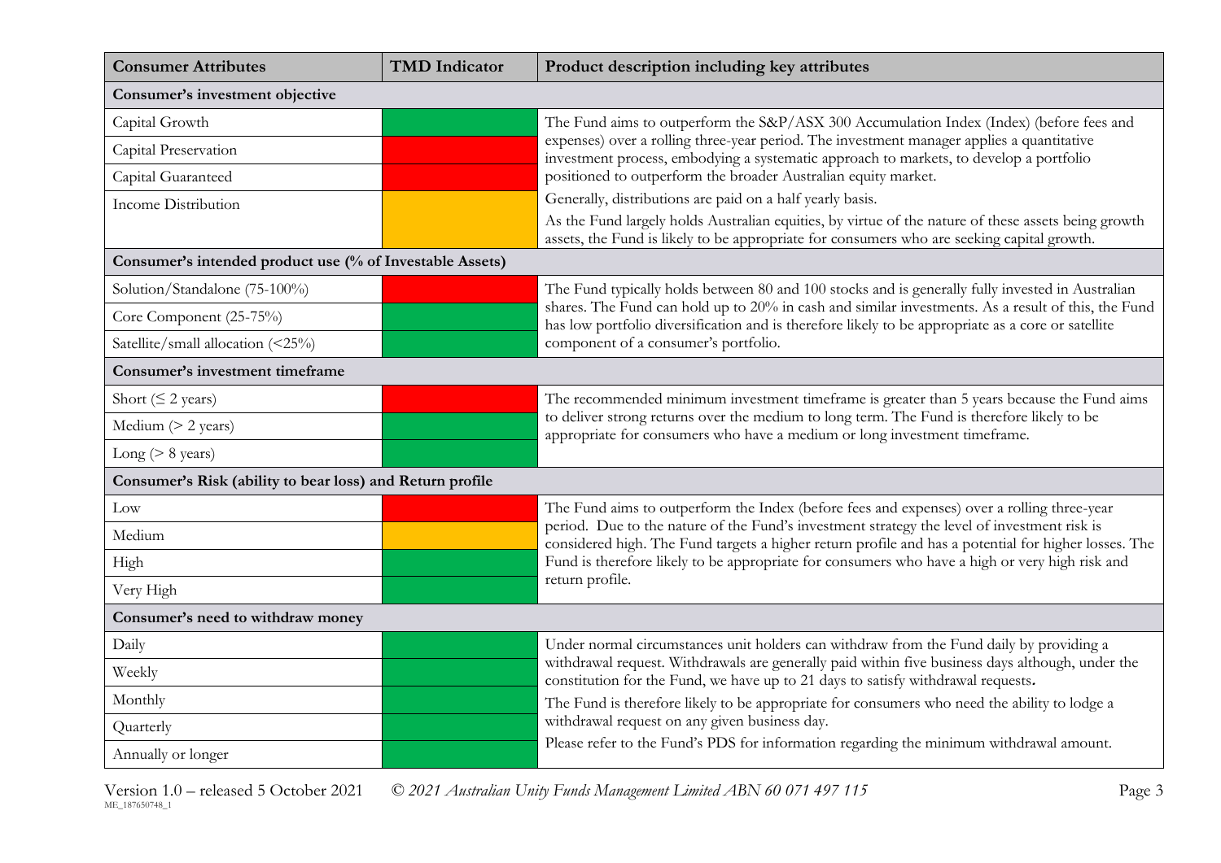| Consumer Attributes | TMD Indicator | Product description including key attributes |
|---|---|---|
| **Consumer's investment objective** | | |
| Capital Growth | Green | The Fund aims to outperform the S&P/ASX 300 Accumulation Index (Index) (before fees and expenses) over a rolling three-year period. The investment manager applies a quantitative investment process, embodying a systematic approach to markets, to develop a portfolio positioned to outperform the broader Australian equity market. |
| Capital Preservation | Red | |
| Capital Guaranteed | Red | |
| Income Distribution | Amber | Generally, distributions are paid on a half yearly basis. As the Fund largely holds Australian equities, by virtue of the nature of these assets being growth assets, the Fund is likely to be appropriate for consumers who are seeking capital growth. |
| **Consumer's intended product use (% of Investable Assets)** | | |
| Solution/Standalone (75-100%) | Red | The Fund typically holds between 80 and 100 stocks and is generally fully invested in Australian shares. The Fund can hold up to 20% in cash and similar investments. As a result of this, the Fund has low portfolio diversification and is therefore likely to be appropriate as a core or satellite component of a consumer's portfolio. |
| Core Component (25-75%) | Green | |
| Satellite/small allocation (<25%) | Green | |
| **Consumer's investment timeframe** | | |
| Short (≤ 2 years) | Red | The recommended minimum investment timeframe is greater than 5 years because the Fund aims to deliver strong returns over the medium to long term. The Fund is therefore likely to be appropriate for consumers who have a medium or long investment timeframe. |
| Medium (> 2 years) | Green | |
| Long (> 8 years) | Green | |
| **Consumer's Risk (ability to bear loss) and Return profile** | | |
| Low | Red | The Fund aims to outperform the Index (before fees and expenses) over a rolling three-year period. Due to the nature of the Fund's investment strategy the level of investment risk is considered high. The Fund targets a higher return profile and has a potential for higher losses. The Fund is therefore likely to be appropriate for consumers who have a high or very high risk and return profile. |
| Medium | Amber | |
| High | Green | |
| Very High | Green | |
| **Consumer's need to withdraw money** | | |
| Daily | Green | Under normal circumstances unit holders can withdraw from the Fund daily by providing a withdrawal request. Withdrawals are generally paid within five business days although, under the constitution for the Fund, we have up to 21 days to satisfy withdrawal requests. The Fund is therefore likely to be appropriate for consumers who need the ability to lodge a withdrawal request on any given business day. Please refer to the Fund's PDS for information regarding the minimum withdrawal amount. |
| Weekly | Green | |
| Monthly | Green | |
| Quarterly | Green | |
| Annually or longer | Green | |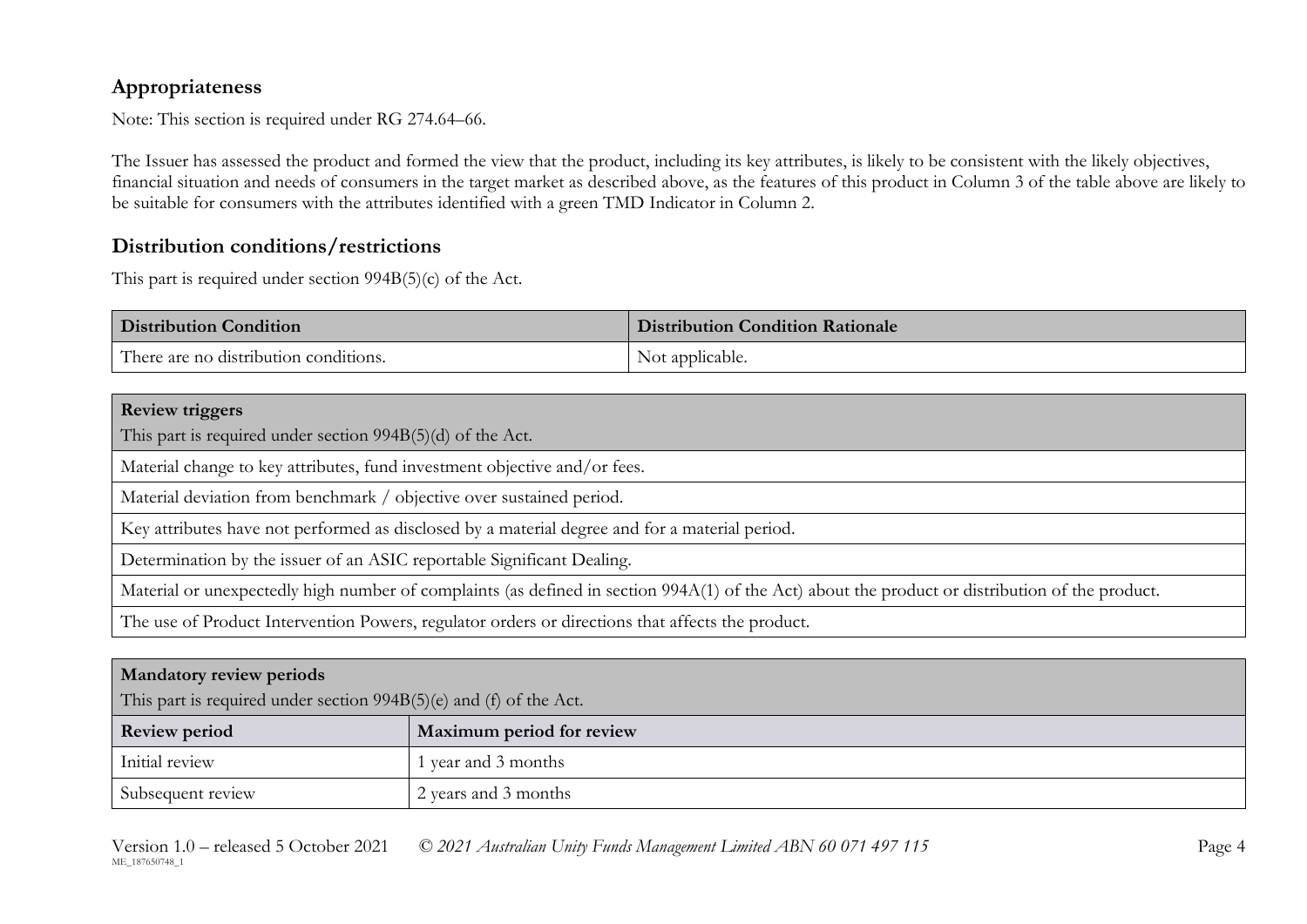## Appropriateness

Note: This section is required under RG 274.64–66.

The Issuer has assessed the product and formed the view that the product, including its key attributes, is likely to be consistent with the likely objectives, financial situation and needs of consumers in the target market as described above, as the features of this product in Column 3 of the table above are likely to be suitable for consumers with the attributes identified with a green TMD Indicator in Column 2.

## Distribution conditions/restrictions

This part is required under section 994B(5)(c) of the Act.

| Distribution Condition | Distribution Condition Rationale |
|---|---|
| There are no distribution conditions. | Not applicable. |

| **Review triggers**<br>This part is required under section 994B(5)(d) of the Act. |
|---|
| Material change to key attributes, fund investment objective and/or fees. |
| Material deviation from benchmark / objective over sustained period. |
| Key attributes have not performed as disclosed by a material degree and for a material period. |
| Determination by the issuer of an ASIC reportable Significant Dealing. |
| Material or unexpectedly high number of complaints (as defined in section 994A(1) of the Act) about the product or distribution of the product. |
| The use of Product Intervention Powers, regulator orders or directions that affects the product. |

| **Mandatory review periods**<br>This part is required under section 994B(5)(e) and (f) of the Act. | |
|---|---|
| **Review period** | **Maximum period for review** |
| Initial review | 1 year and 3 months |
| Subsequent review | 2 years and 3 months |

Version 1.0 – released 5 October 2021 *© 2021 Australian Unity Funds Management Limited ABN 60 071 497 115*

ME_187650748_1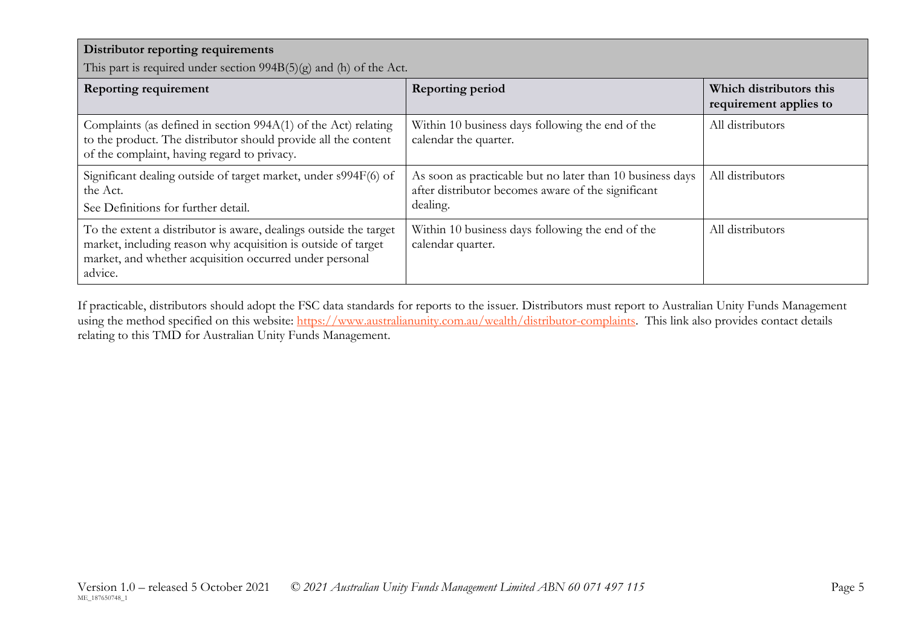**Distributor reporting requirements**

This part is required under section 994B(5)(g) and (h) of the Act.

| Reporting requirement | Reporting period | Which distributors this requirement applies to |
|---|---|---|
| Complaints (as defined in section 994A(1) of the Act) relating to the product. The distributor should provide all the content of the complaint, having regard to privacy. | Within 10 business days following the end of the calendar the quarter. | All distributors |
| Significant dealing outside of target market, under s994F(6) of the Act.<br>See Definitions for further detail. | As soon as practicable but no later than 10 business days after distributor becomes aware of the significant dealing. | All distributors |
| To the extent a distributor is aware, dealings outside the target market, including reason why acquisition is outside of target market, and whether acquisition occurred under personal advice. | Within 10 business days following the end of the calendar quarter. | All distributors |

If practicable, distributors should adopt the FSC data standards for reports to the issuer. Distributors must report to Australian Unity Funds Management using the method specified on this website: https://www.australianunity.com.au/wealth/distributor-complaints. This link also provides contact details relating to this TMD for Australian Unity Funds Management.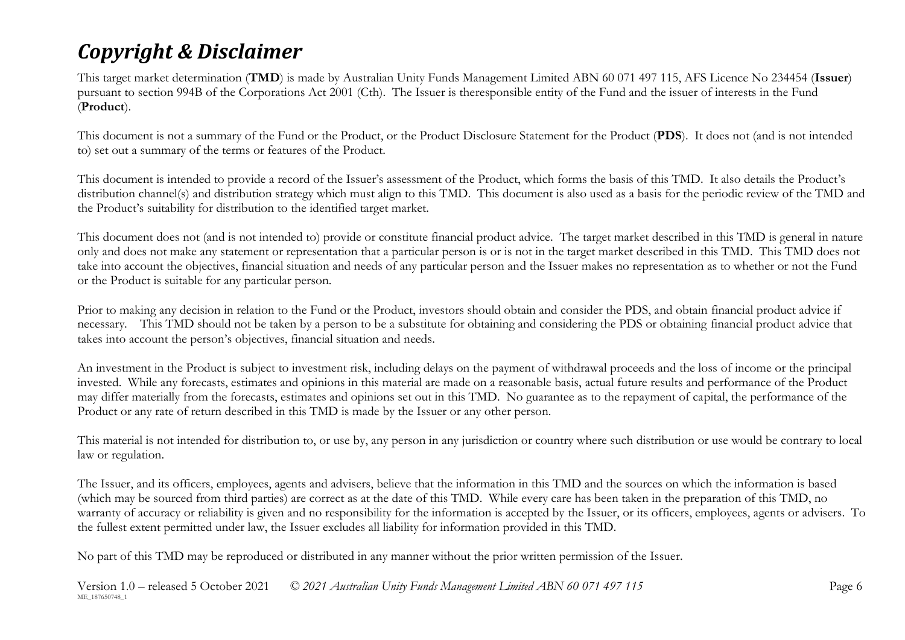# *Copyright & Disclaimer*

This target market determination (**TMD**) is made by Australian Unity Funds Management Limited ABN 60 071 497 115, AFS Licence No 234454 (**Issuer**) pursuant to section 994B of the Corporations Act 2001 (Cth). The Issuer is theresponsible entity of the Fund and the issuer of interests in the Fund (**Product**).

This document is not a summary of the Fund or the Product, or the Product Disclosure Statement for the Product (**PDS**). It does not (and is not intended to) set out a summary of the terms or features of the Product.

This document is intended to provide a record of the Issuer's assessment of the Product, which forms the basis of this TMD. It also details the Product's distribution channel(s) and distribution strategy which must align to this TMD. This document is also used as a basis for the periodic review of the TMD and the Product's suitability for distribution to the identified target market.

This document does not (and is not intended to) provide or constitute financial product advice. The target market described in this TMD is general in nature only and does not make any statement or representation that a particular person is or is not in the target market described in this TMD. This TMD does not take into account the objectives, financial situation and needs of any particular person and the Issuer makes no representation as to whether or not the Fund or the Product is suitable for any particular person.

Prior to making any decision in relation to the Fund or the Product, investors should obtain and consider the PDS, and obtain financial product advice if necessary. This TMD should not be taken by a person to be a substitute for obtaining and considering the PDS or obtaining financial product advice that takes into account the person's objectives, financial situation and needs.

An investment in the Product is subject to investment risk, including delays on the payment of withdrawal proceeds and the loss of income or the principal invested. While any forecasts, estimates and opinions in this material are made on a reasonable basis, actual future results and performance of the Product may differ materially from the forecasts, estimates and opinions set out in this TMD. No guarantee as to the repayment of capital, the performance of the Product or any rate of return described in this TMD is made by the Issuer or any other person.

This material is not intended for distribution to, or use by, any person in any jurisdiction or country where such distribution or use would be contrary to local law or regulation.

The Issuer, and its officers, employees, agents and advisers, believe that the information in this TMD and the sources on which the information is based (which may be sourced from third parties) are correct as at the date of this TMD. While every care has been taken in the preparation of this TMD, no warranty of accuracy or reliability is given and no responsibility for the information is accepted by the Issuer, or its officers, employees, agents or advisers. To the fullest extent permitted under law, the Issuer excludes all liability for information provided in this TMD.

No part of this TMD may be reproduced or distributed in any manner without the prior written permission of the Issuer.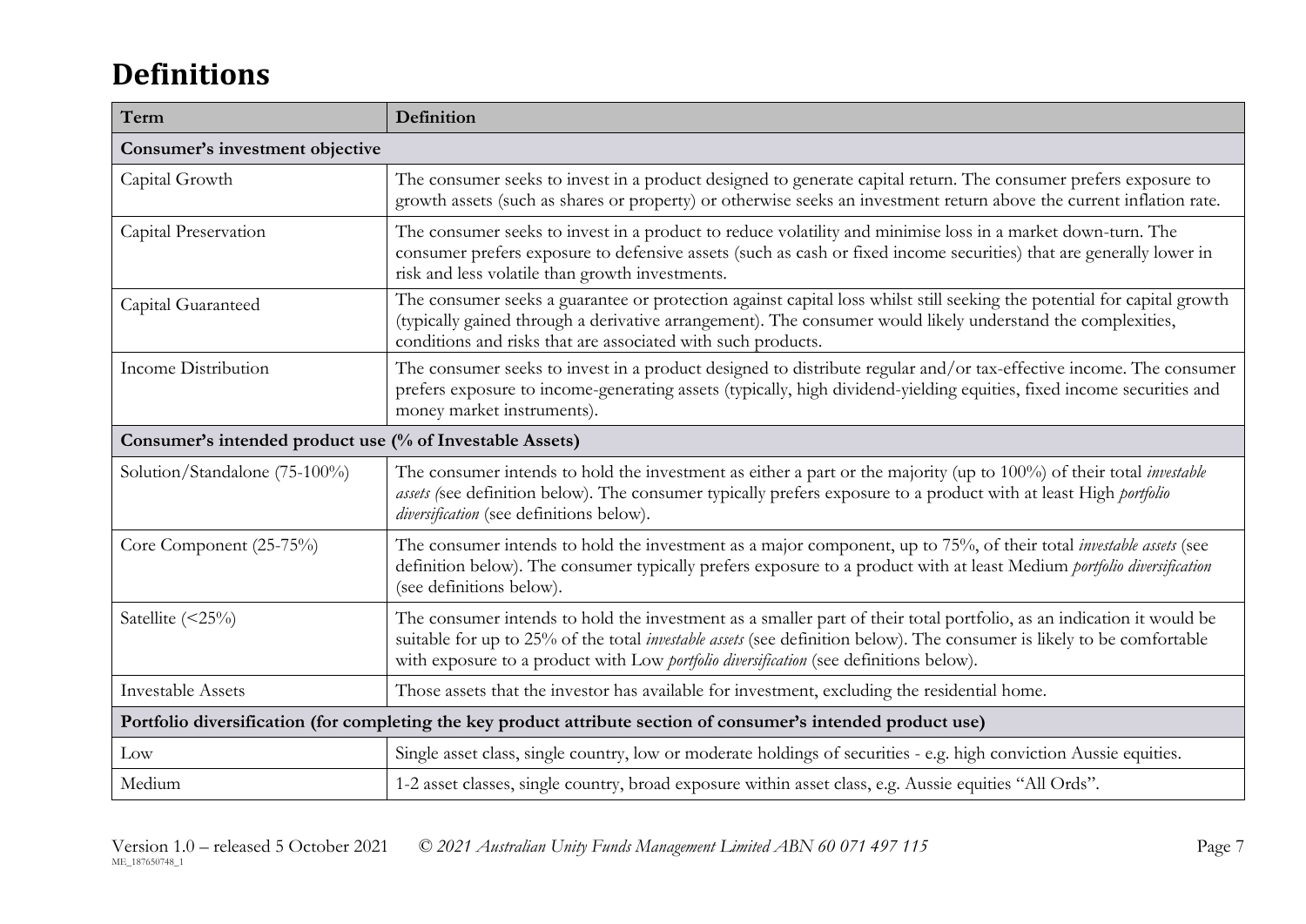# Definitions

| Term | Definition |
|---|---|
| **Consumer's investment objective** | |
| Capital Growth | The consumer seeks to invest in a product designed to generate capital return. The consumer prefers exposure to growth assets (such as shares or property) or otherwise seeks an investment return above the current inflation rate. |
| Capital Preservation | The consumer seeks to invest in a product to reduce volatility and minimise loss in a market down-turn. The consumer prefers exposure to defensive assets (such as cash or fixed income securities) that are generally lower in risk and less volatile than growth investments. |
| Capital Guaranteed | The consumer seeks a guarantee or protection against capital loss whilst still seeking the potential for capital growth (typically gained through a derivative arrangement). The consumer would likely understand the complexities, conditions and risks that are associated with such products. |
| Income Distribution | The consumer seeks to invest in a product designed to distribute regular and/or tax-effective income. The consumer prefers exposure to income-generating assets (typically, high dividend-yielding equities, fixed income securities and money market instruments). |
| **Consumer's intended product use (% of Investable Assets)** | |
| Solution/Standalone (75-100%) | The consumer intends to hold the investment as either a part or the majority (up to 100%) of their total *investable assets (*see definition below). The consumer typically prefers exposure to a product with at least High *portfolio diversification* (see definitions below). |
| Core Component (25-75%) | The consumer intends to hold the investment as a major component, up to 75%, of their total *investable assets* (see definition below). The consumer typically prefers exposure to a product with at least Medium *portfolio diversification* (see definitions below). |
| Satellite (<25%) | The consumer intends to hold the investment as a smaller part of their total portfolio, as an indication it would be suitable for up to 25% of the total *investable assets* (see definition below). The consumer is likely to be comfortable with exposure to a product with Low *portfolio diversification* (see definitions below). |
| Investable Assets | Those assets that the investor has available for investment, excluding the residential home. |
| **Portfolio diversification (for completing the key product attribute section of consumer's intended product use)** | |
| Low | Single asset class, single country, low or moderate holdings of securities - e.g. high conviction Aussie equities. |
| Medium | 1-2 asset classes, single country, broad exposure within asset class, e.g. Aussie equities "All Ords". |

Version 1.0 – released 5 October 2021 © *2021 Australian Unity Funds Management Limited ABN 60 071 497 115*

ME_187650748_1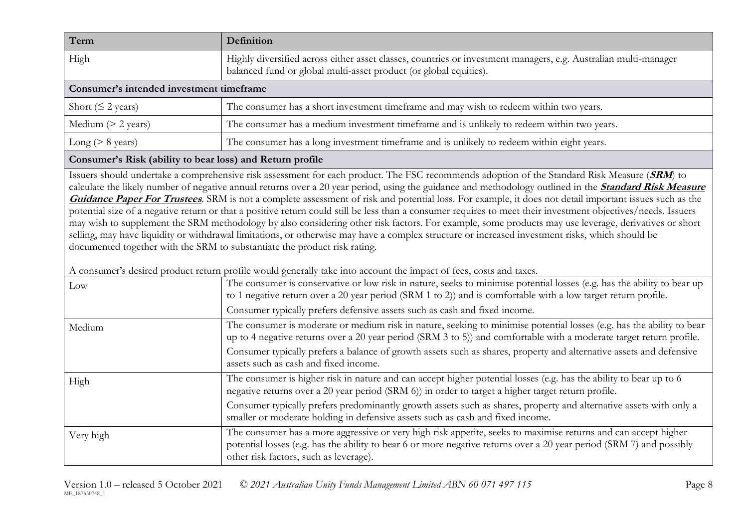| Term | Definition |
| --- | --- |
| High | Highly diversified across either asset classes, countries or investment managers, e.g. Australian multi-manager balanced fund or global multi-asset product (or global equities). |
| **Consumer's intended investment timeframe** | |
| Short (≤ 2 years) | The consumer has a short investment timeframe and may wish to redeem within two years. |
| Medium (> 2 years) | The consumer has a medium investment timeframe and is unlikely to redeem within two years. |
| Long (> 8 years) | The consumer has a long investment timeframe and is unlikely to redeem within eight years. |
| **Consumer's Risk (ability to bear loss) and Return profile** | |
| Issuers should undertake a comprehensive risk assessment for each product. The FSC recommends adoption of the Standard Risk Measure (***SRM***) to calculate the likely number of negative annual returns over a 20 year period, using the guidance and methodology outlined in the ***Standard Risk Measure Guidance Paper For Trustees***. SRM is not a complete assessment of risk and potential loss. For example, it does not detail important issues such as the potential size of a negative return or that a positive return could still be less than a consumer requires to meet their investment objectives/needs. Issuers may wish to supplement the SRM methodology by also considering other risk factors. For example, some products may use leverage, derivatives or short selling, may have liquidity or withdrawal limitations, or otherwise may have a complex structure or increased investment risks, which should be documented together with the SRM to substantiate the product risk rating. A consumer's desired product return profile would generally take into account the impact of fees, costs and taxes. | |
| Low | The consumer is conservative or low risk in nature, seeks to minimise potential losses (e.g. has the ability to bear up to 1 negative return over a 20 year period (SRM 1 to 2)) and is comfortable with a low target return profile. Consumer typically prefers defensive assets such as cash and fixed income. |
| Medium | The consumer is moderate or medium risk in nature, seeking to minimise potential losses (e.g. has the ability to bear up to 4 negative returns over a 20 year period (SRM 3 to 5)) and comfortable with a moderate target return profile. Consumer typically prefers a balance of growth assets such as shares, property and alternative assets and defensive assets such as cash and fixed income. |
| High | The consumer is higher risk in nature and can accept higher potential losses (e.g. has the ability to bear up to 6 negative returns over a 20 year period (SRM 6)) in order to target a higher target return profile. Consumer typically prefers predominantly growth assets such as shares, property and alternative assets with only a smaller or moderate holding in defensive assets such as cash and fixed income. |
| Very high | The consumer has a more aggressive or very high risk appetite, seeks to maximise returns and can accept higher potential losses (e.g. has the ability to bear 6 or more negative returns over a 20 year period (SRM 7) and possibly other risk factors, such as leverage). |

Version 1.0 – released 5 October 2021 *© 2021 Australian Unity Funds Management Limited ABN 60 071 497 115*

ME_187650748_1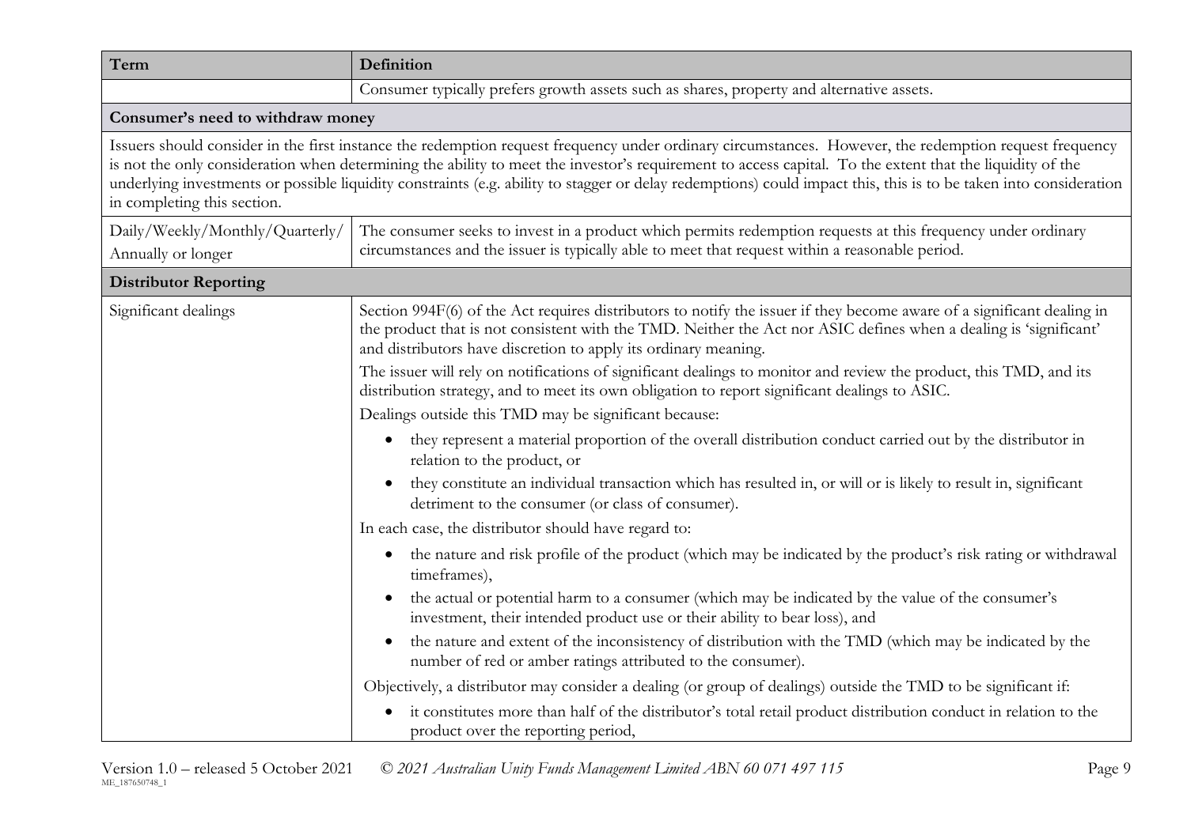| Term | Definition |
|---|---|
| | Consumer typically prefers growth assets such as shares, property and alternative assets. |
| **Consumer's need to withdraw money** | |
| Issuers should consider in the first instance the redemption request frequency under ordinary circumstances. However, the redemption request frequency is not the only consideration when determining the ability to meet the investor's requirement to access capital. To the extent that the liquidity of the underlying investments or possible liquidity constraints (e.g. ability to stagger or delay redemptions) could impact this, this is to be taken into consideration in completing this section. | |
| Daily/Weekly/Monthly/Quarterly/ Annually or longer | The consumer seeks to invest in a product which permits redemption requests at this frequency under ordinary circumstances and the issuer is typically able to meet that request within a reasonable period. |
| **Distributor Reporting** | |
| Significant dealings | Section 994F(6) of the Act requires distributors to notify the issuer if they become aware of a significant dealing in the product that is not consistent with the TMD. Neither the Act nor ASIC defines when a dealing is 'significant' and distributors have discretion to apply its ordinary meaning.<br><br>The issuer will rely on notifications of significant dealings to monitor and review the product, this TMD, and its distribution strategy, and to meet its own obligation to report significant dealings to ASIC.<br><br>Dealings outside this TMD may be significant because:<br><br>• they represent a material proportion of the overall distribution conduct carried out by the distributor in relation to the product, or<br>• they constitute an individual transaction which has resulted in, or will or is likely to result in, significant detriment to the consumer (or class of consumer).<br><br>In each case, the distributor should have regard to:<br><br>• the nature and risk profile of the product (which may be indicated by the product's risk rating or withdrawal timeframes),<br>• the actual or potential harm to a consumer (which may be indicated by the value of the consumer's investment, their intended product use or their ability to bear loss), and<br>• the nature and extent of the inconsistency of distribution with the TMD (which may be indicated by the number of red or amber ratings attributed to the consumer).<br><br>Objectively, a distributor may consider a dealing (or group of dealings) outside the TMD to be significant if:<br><br>• it constitutes more than half of the distributor's total retail product distribution conduct in relation to the product over the reporting period, |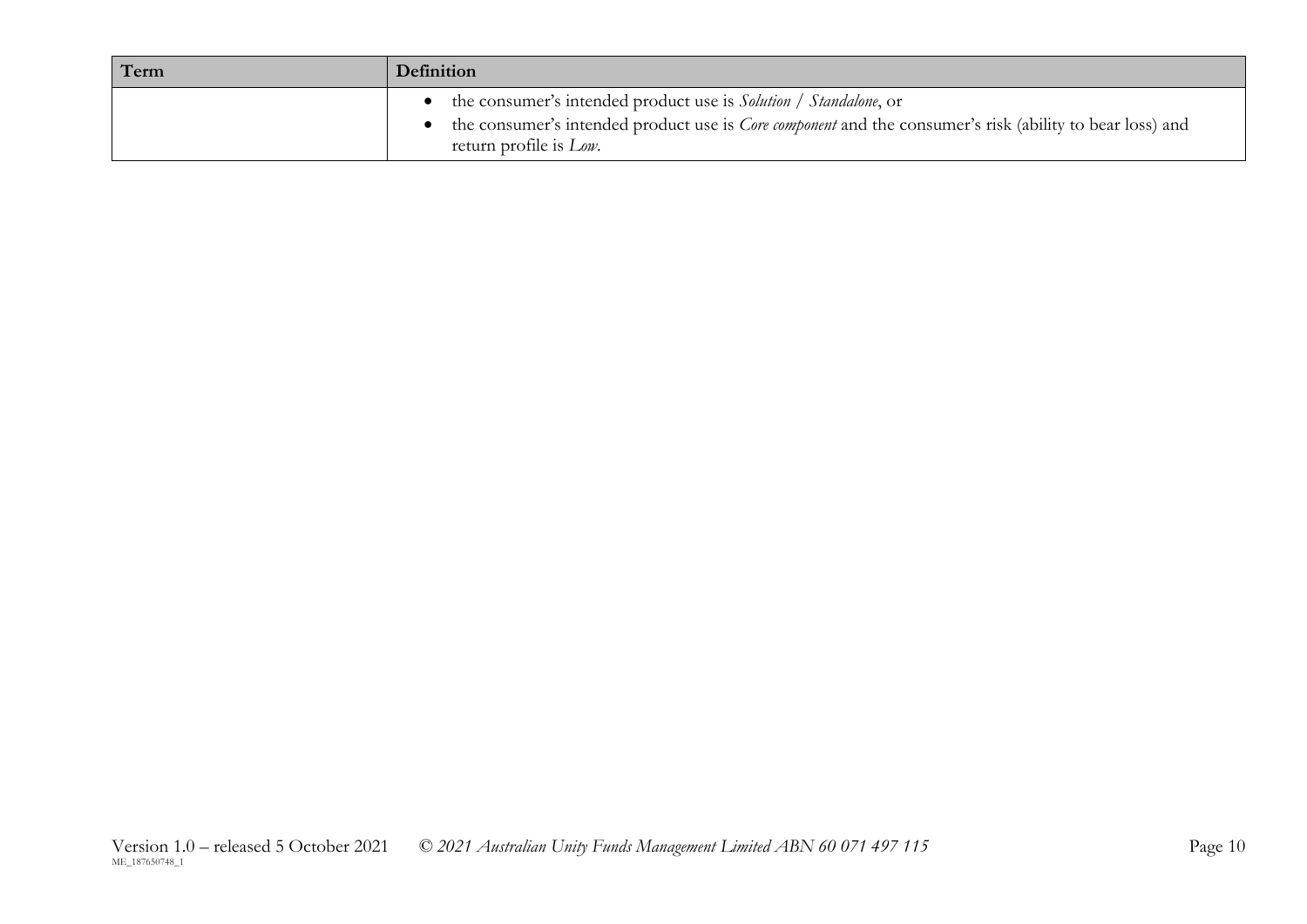| Term | Definition |
|---|---|
| | • the consumer's intended product use is *Solution / Standalone*, or<br>• the consumer's intended product use is *Core component* and the consumer's risk (ability to bear loss) and return profile is *Low*. |